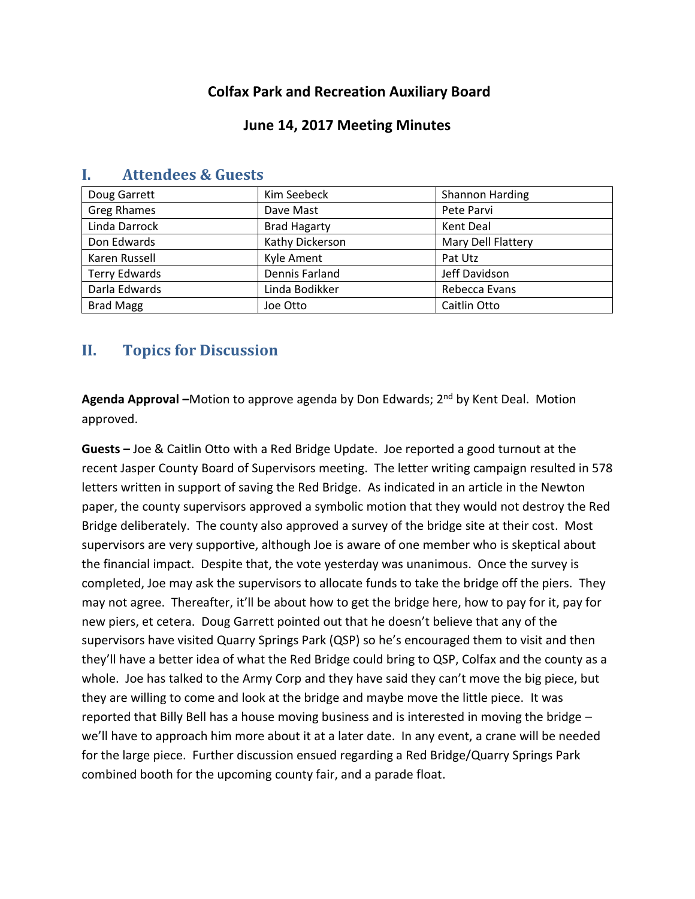## Colfax Park and Recreation Auxiliary Board

## June 14, 2017 Meeting Minutes

## I. Attendees & Guests

| Doug Garrett | Kim Seebeck | Shannon Harding |
|---|---|---|
| Greg Rhames | Dave Mast | Pete Parvi |
| Linda Darrock | Brad Hagarty | Kent Deal |
| Don Edwards | Kathy Dickerson | Mary Dell Flattery |
| Karen Russell | Kyle Ament | Pat Utz |
| Terry Edwards | Dennis Farland | Jeff Davidson |
| Darla Edwards | Linda Bodikker | Rebecca Evans |
| Brad Magg | Joe Otto | Caitlin Otto |

## II. Topics for Discussion

**Agenda Approval –**Motion to approve agenda by Don Edwards; 2nd by Kent Deal. Motion approved.

**Guests –** Joe & Caitlin Otto with a Red Bridge Update. Joe reported a good turnout at the recent Jasper County Board of Supervisors meeting. The letter writing campaign resulted in 578 letters written in support of saving the Red Bridge. As indicated in an article in the Newton paper, the county supervisors approved a symbolic motion that they would not destroy the Red Bridge deliberately. The county also approved a survey of the bridge site at their cost. Most supervisors are very supportive, although Joe is aware of one member who is skeptical about the financial impact. Despite that, the vote yesterday was unanimous. Once the survey is completed, Joe may ask the supervisors to allocate funds to take the bridge off the piers. They may not agree. Thereafter, it'll be about how to get the bridge here, how to pay for it, pay for new piers, et cetera. Doug Garrett pointed out that he doesn't believe that any of the supervisors have visited Quarry Springs Park (QSP) so he's encouraged them to visit and then they'll have a better idea of what the Red Bridge could bring to QSP, Colfax and the county as a whole. Joe has talked to the Army Corp and they have said they can't move the big piece, but they are willing to come and look at the bridge and maybe move the little piece. It was reported that Billy Bell has a house moving business and is interested in moving the bridge – we'll have to approach him more about it at a later date. In any event, a crane will be needed for the large piece. Further discussion ensued regarding a Red Bridge/Quarry Springs Park combined booth for the upcoming county fair, and a parade float.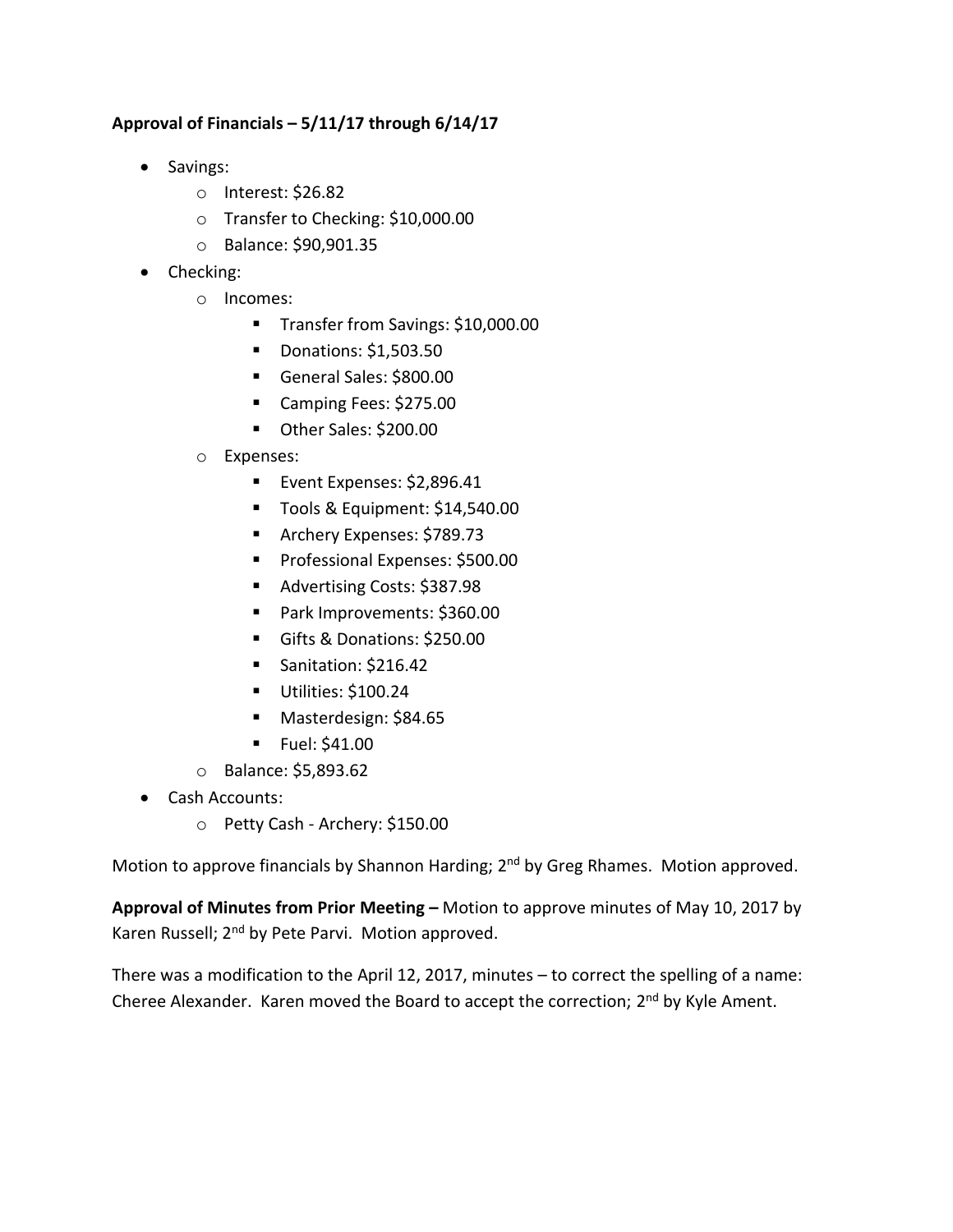**Approval of Financials – 5/11/17 through 6/14/17**

- Savings:
  - Interest: $26.82
  - Transfer to Checking: $10,000.00
  - Balance: $90,901.35
- Checking:
  - Incomes:
    - Transfer from Savings: $10,000.00
    - Donations: $1,503.50
    - General Sales: $800.00
    - Camping Fees: $275.00
    - Other Sales: $200.00
  - Expenses:
    - Event Expenses: $2,896.41
    - Tools & Equipment: $14,540.00
    - Archery Expenses: $789.73
    - Professional Expenses: $500.00
    - Advertising Costs: $387.98
    - Park Improvements: $360.00
    - Gifts & Donations: $250.00
    - Sanitation: $216.42
    - Utilities: $100.24
    - Masterdesign: $84.65
    - Fuel: $41.00
  - Balance: $5,893.62
- Cash Accounts:
  - Petty Cash - Archery: $150.00

Motion to approve financials by Shannon Harding; 2nd by Greg Rhames. Motion approved.

**Approval of Minutes from Prior Meeting –** Motion to approve minutes of May 10, 2017 by Karen Russell; 2nd by Pete Parvi. Motion approved.

There was a modification to the April 12, 2017, minutes – to correct the spelling of a name: Cheree Alexander. Karen moved the Board to accept the correction; 2nd by Kyle Ament.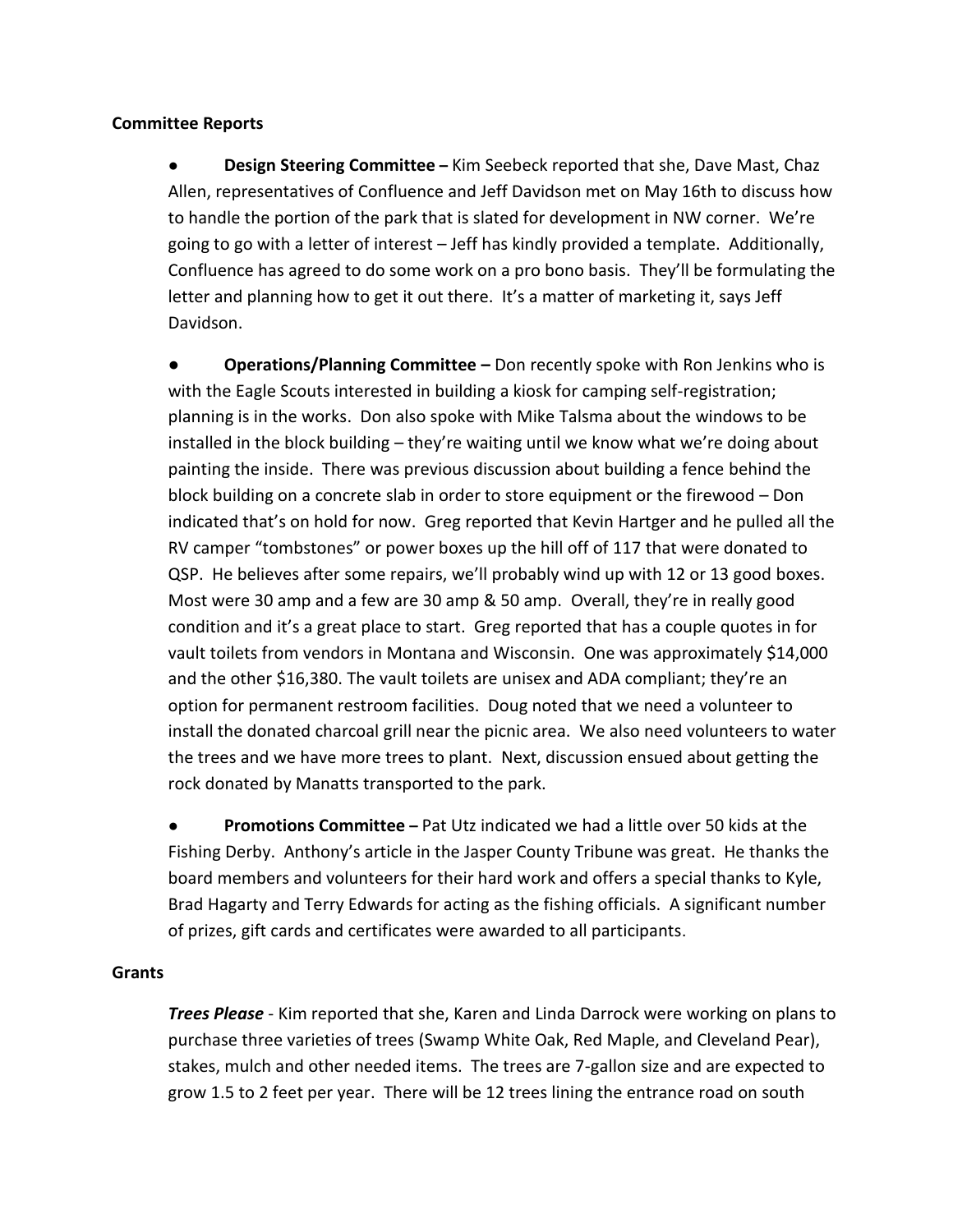**Committee Reports**

- **Design Steering Committee –** Kim Seebeck reported that she, Dave Mast, Chaz Allen, representatives of Confluence and Jeff Davidson met on May 16th to discuss how to handle the portion of the park that is slated for development in NW corner. We're going to go with a letter of interest – Jeff has kindly provided a template. Additionally, Confluence has agreed to do some work on a pro bono basis. They'll be formulating the letter and planning how to get it out there. It's a matter of marketing it, says Jeff Davidson.

- **Operations/Planning Committee –** Don recently spoke with Ron Jenkins who is with the Eagle Scouts interested in building a kiosk for camping self-registration; planning is in the works. Don also spoke with Mike Talsma about the windows to be installed in the block building – they're waiting until we know what we're doing about painting the inside. There was previous discussion about building a fence behind the block building on a concrete slab in order to store equipment or the firewood – Don indicated that's on hold for now. Greg reported that Kevin Hartger and he pulled all the RV camper "tombstones" or power boxes up the hill off of 117 that were donated to QSP. He believes after some repairs, we'll probably wind up with 12 or 13 good boxes. Most were 30 amp and a few are 30 amp & 50 amp. Overall, they're in really good condition and it's a great place to start. Greg reported that has a couple quotes in for vault toilets from vendors in Montana and Wisconsin. One was approximately $14,000 and the other $16,380. The vault toilets are unisex and ADA compliant; they're an option for permanent restroom facilities. Doug noted that we need a volunteer to install the donated charcoal grill near the picnic area. We also need volunteers to water the trees and we have more trees to plant. Next, discussion ensued about getting the rock donated by Manatts transported to the park.

- **Promotions Committee –** Pat Utz indicated we had a little over 50 kids at the Fishing Derby. Anthony's article in the Jasper County Tribune was great. He thanks the board members and volunteers for their hard work and offers a special thanks to Kyle, Brad Hagarty and Terry Edwards for acting as the fishing officials. A significant number of prizes, gift cards and certificates were awarded to all participants.

**Grants**

***Trees Please*** - Kim reported that she, Karen and Linda Darrock were working on plans to purchase three varieties of trees (Swamp White Oak, Red Maple, and Cleveland Pear), stakes, mulch and other needed items. The trees are 7-gallon size and are expected to grow 1.5 to 2 feet per year. There will be 12 trees lining the entrance road on south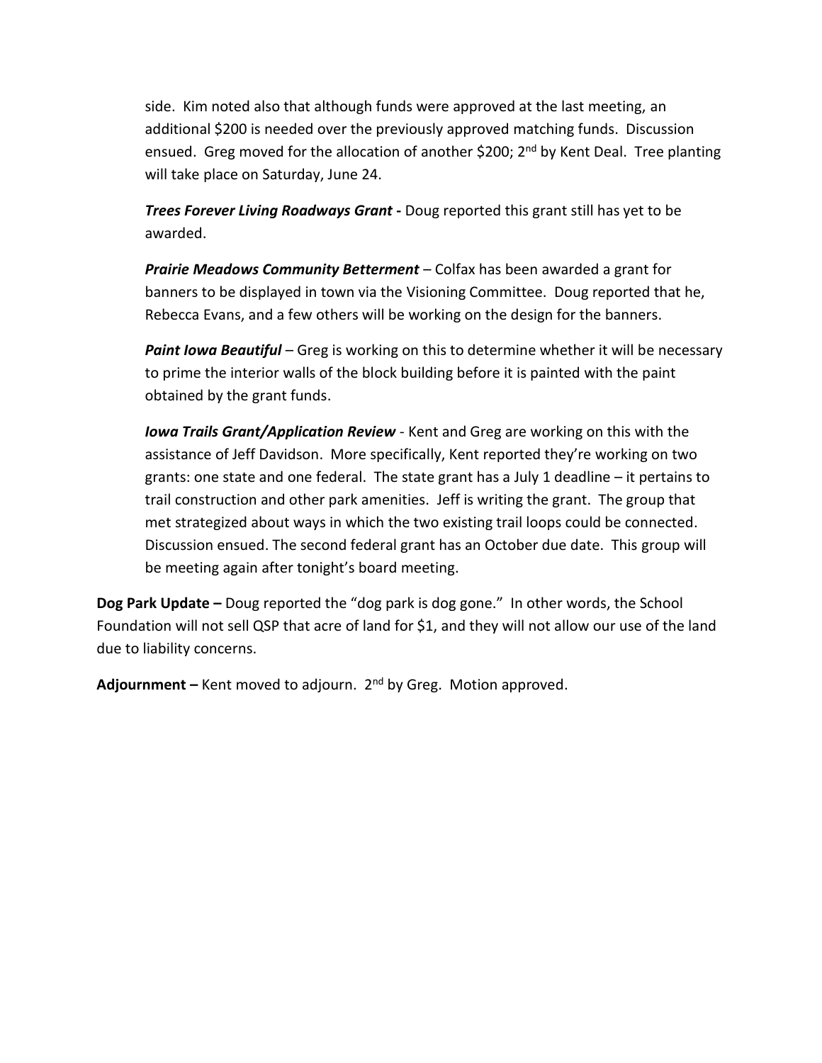side. Kim noted also that although funds were approved at the last meeting, an additional $200 is needed over the previously approved matching funds. Discussion ensued. Greg moved for the allocation of another $200; 2nd by Kent Deal. Tree planting will take place on Saturday, June 24.

***Trees Forever Living Roadways Grant*** **-** Doug reported this grant still has yet to be awarded.

***Prairie Meadows Community Betterment*** – Colfax has been awarded a grant for banners to be displayed in town via the Visioning Committee. Doug reported that he, Rebecca Evans, and a few others will be working on the design for the banners.

***Paint Iowa Beautiful*** – Greg is working on this to determine whether it will be necessary to prime the interior walls of the block building before it is painted with the paint obtained by the grant funds.

***Iowa Trails Grant/Application Review*** - Kent and Greg are working on this with the assistance of Jeff Davidson. More specifically, Kent reported they're working on two grants: one state and one federal. The state grant has a July 1 deadline – it pertains to trail construction and other park amenities. Jeff is writing the grant. The group that met strategized about ways in which the two existing trail loops could be connected. Discussion ensued. The second federal grant has an October due date. This group will be meeting again after tonight's board meeting.

**Dog Park Update –** Doug reported the "dog park is dog gone." In other words, the School Foundation will not sell QSP that acre of land for $1, and they will not allow our use of the land due to liability concerns.

**Adjournment –** Kent moved to adjourn. 2nd by Greg. Motion approved.